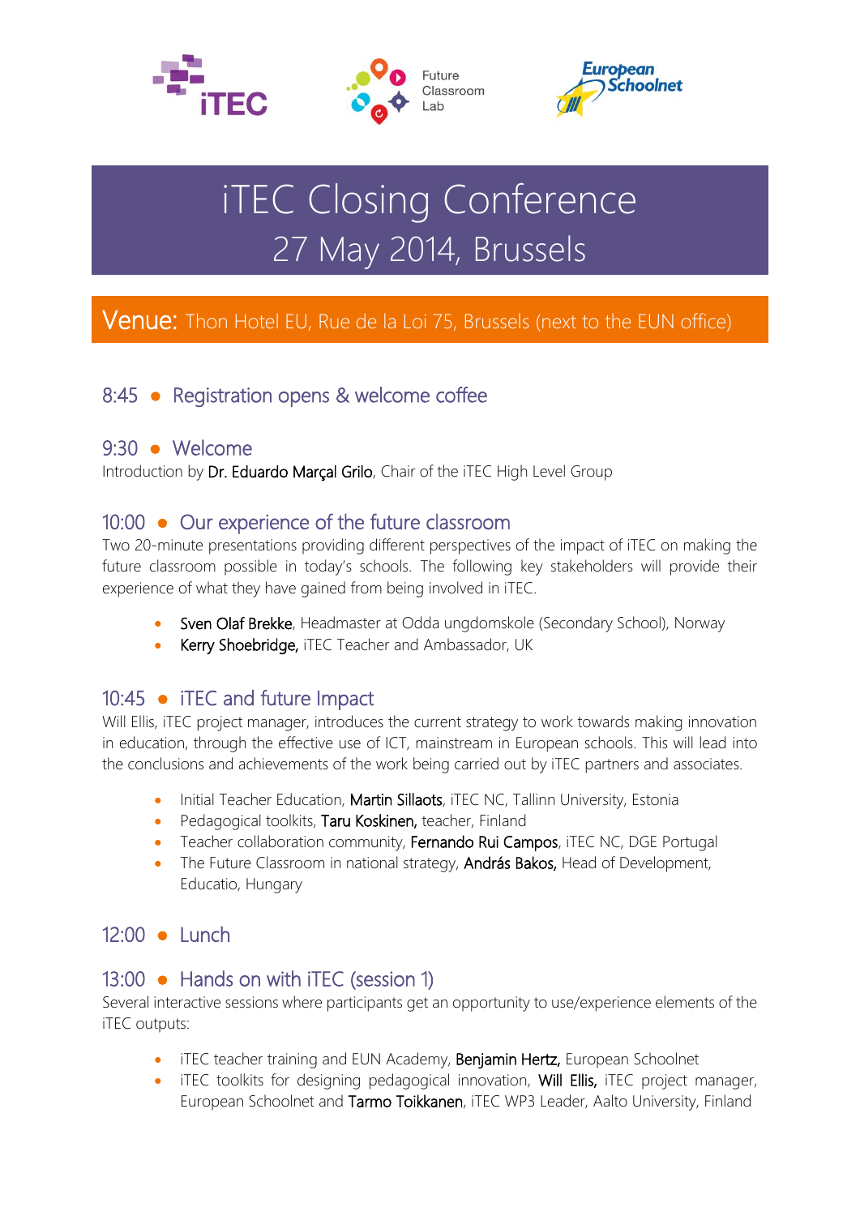# iTEC Closing Conference

## 27 May 2014, Brussels

**Venue:** Thon Hotel EU, Rue de la Loi 75, Brussels (next to the EUN office)

### 8:45 • Registration opens & welcome coffee

### 9:30 • Welcome

Introduction by **Dr. Eduardo Marçal Grilo**, Chair of the iTEC High Level Group

### 10:00 • Our experience of the future classroom

Two 20-minute presentations providing different perspectives of the impact of iTEC on making the future classroom possible in today's schools. The following key stakeholders will provide their experience of what they have gained from being involved in iTEC.

- **Sven Olaf Brekke**, Headmaster at Odda ungdomskole (Secondary School), Norway
- **Kerry Shoebridge,** iTEC Teacher and Ambassador, UK

### 10:45 • iTEC and future Impact

Will Ellis, iTEC project manager, introduces the current strategy to work towards making innovation in education, through the effective use of ICT, mainstream in European schools. This will lead into the conclusions and achievements of the work being carried out by iTEC partners and associates.

- Initial Teacher Education, **Martin Sillaots**, iTEC NC, Tallinn University, Estonia
- Pedagogical toolkits, **Taru Koskinen,** teacher, Finland
- Teacher collaboration community, **Fernando Rui Campos**, iTEC NC, DGE Portugal
- The Future Classroom in national strategy, **András Bakos,** Head of Development, Educatio, Hungary

### 12:00 • Lunch

### 13:00 • Hands on with iTEC (session 1)

Several interactive sessions where participants get an opportunity to use/experience elements of the iTEC outputs:

- iTEC teacher training and EUN Academy, **Benjamin Hertz,** European Schoolnet
- iTEC toolkits for designing pedagogical innovation, **Will Ellis,** iTEC project manager, European Schoolnet and **Tarmo Toikkanen**, iTEC WP3 Leader, Aalto University, Finland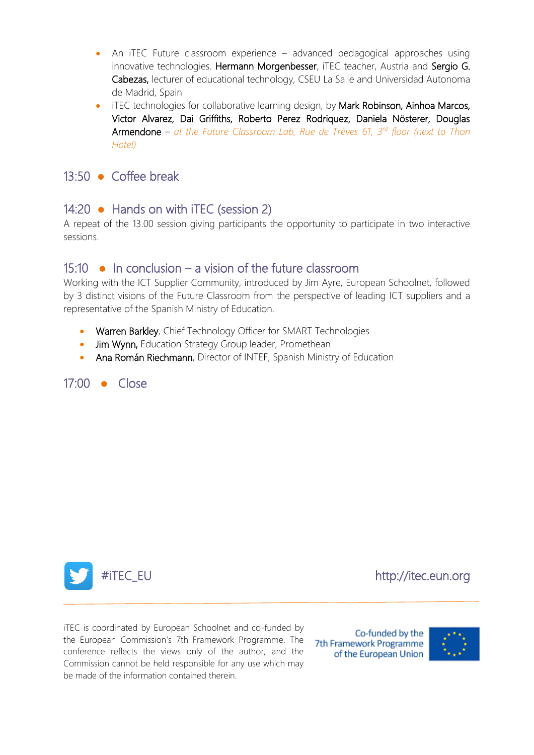- An iTEC Future classroom experience – advanced pedagogical approaches using innovative technologies. **Hermann Morgenbesser**, iTEC teacher, Austria and **Sergio G. Cabezas,** lecturer of educational technology, CSEU La Salle and Universidad Autonoma de Madrid, Spain
- iTEC technologies for collaborative learning design, by **Mark Robinson, Ainhoa Marcos, Victor Alvarez, Dai Griffiths, Roberto Perez Rodriquez, Daniela Nösterer, Douglas Armendone** – *at the Future Classroom Lab, Rue de Trèves 61, 3rd floor (next to Thon Hotel)*

## 13:50 • Coffee break

## 14:20 • Hands on with iTEC (session 2)

A repeat of the 13.00 session giving participants the opportunity to participate in two interactive sessions.

## 15:10 • In conclusion – a vision of the future classroom

Working with the ICT Supplier Community, introduced by Jim Ayre, European Schoolnet, followed by 3 distinct visions of the Future Classroom from the perspective of leading ICT suppliers and a representative of the Spanish Ministry of Education.

- **Warren Barkley**, Chief Technology Officer for SMART Technologies
- **Jim Wynn,** Education Strategy Group leader, Promethean
- **Ana Román Riechmann**, Director of INTEF, Spanish Ministry of Education

## 17:00 • Close

#iTEC_EU

http://itec.eun.org

iTEC is coordinated by European Schoolnet and co-funded by the European Commission's 7th Framework Programme. The conference reflects the views only of the author, and the Commission cannot be held responsible for any use which may be made of the information contained therein.

Co-funded by the 7th Framework Programme of the European Union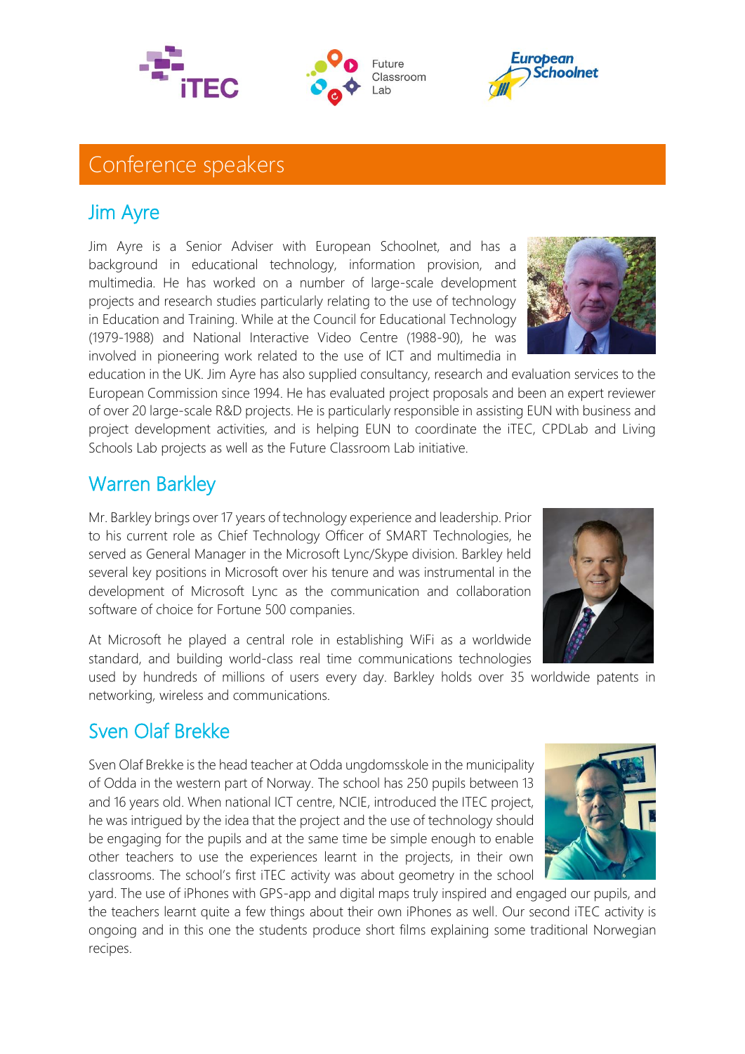# Conference speakers

## Jim Ayre

Jim Ayre is a Senior Adviser with European Schoolnet, and has a background in educational technology, information provision, and multimedia. He has worked on a number of large-scale development projects and research studies particularly relating to the use of technology in Education and Training. While at the Council for Educational Technology (1979-1988) and National Interactive Video Centre (1988-90), he was involved in pioneering work related to the use of ICT and multimedia in education in the UK. Jim Ayre has also supplied consultancy, research and evaluation services to the European Commission since 1994. He has evaluated project proposals and been an expert reviewer of over 20 large-scale R&D projects. He is particularly responsible in assisting EUN with business and project development activities, and is helping EUN to coordinate the iTEC, CPDLab and Living Schools Lab projects as well as the Future Classroom Lab initiative.

## Warren Barkley

Mr. Barkley brings over 17 years of technology experience and leadership. Prior to his current role as Chief Technology Officer of SMART Technologies, he served as General Manager in the Microsoft Lync/Skype division. Barkley held several key positions in Microsoft over his tenure and was instrumental in the development of Microsoft Lync as the communication and collaboration software of choice for Fortune 500 companies.

At Microsoft he played a central role in establishing WiFi as a worldwide standard, and building world-class real time communications technologies used by hundreds of millions of users every day. Barkley holds over 35 worldwide patents in networking, wireless and communications.

## Sven Olaf Brekke

Sven Olaf Brekke is the head teacher at Odda ungdomsskole in the municipality of Odda in the western part of Norway. The school has 250 pupils between 13 and 16 years old. When national ICT centre, NCIE, introduced the ITEC project, he was intrigued by the idea that the project and the use of technology should be engaging for the pupils and at the same time be simple enough to enable other teachers to use the experiences learnt in the projects, in their own classrooms. The school's first iTEC activity was about geometry in the school yard. The use of iPhones with GPS-app and digital maps truly inspired and engaged our pupils, and the teachers learnt quite a few things about their own iPhones as well. Our second iTEC activity is ongoing and in this one the students produce short films explaining some traditional Norwegian recipes.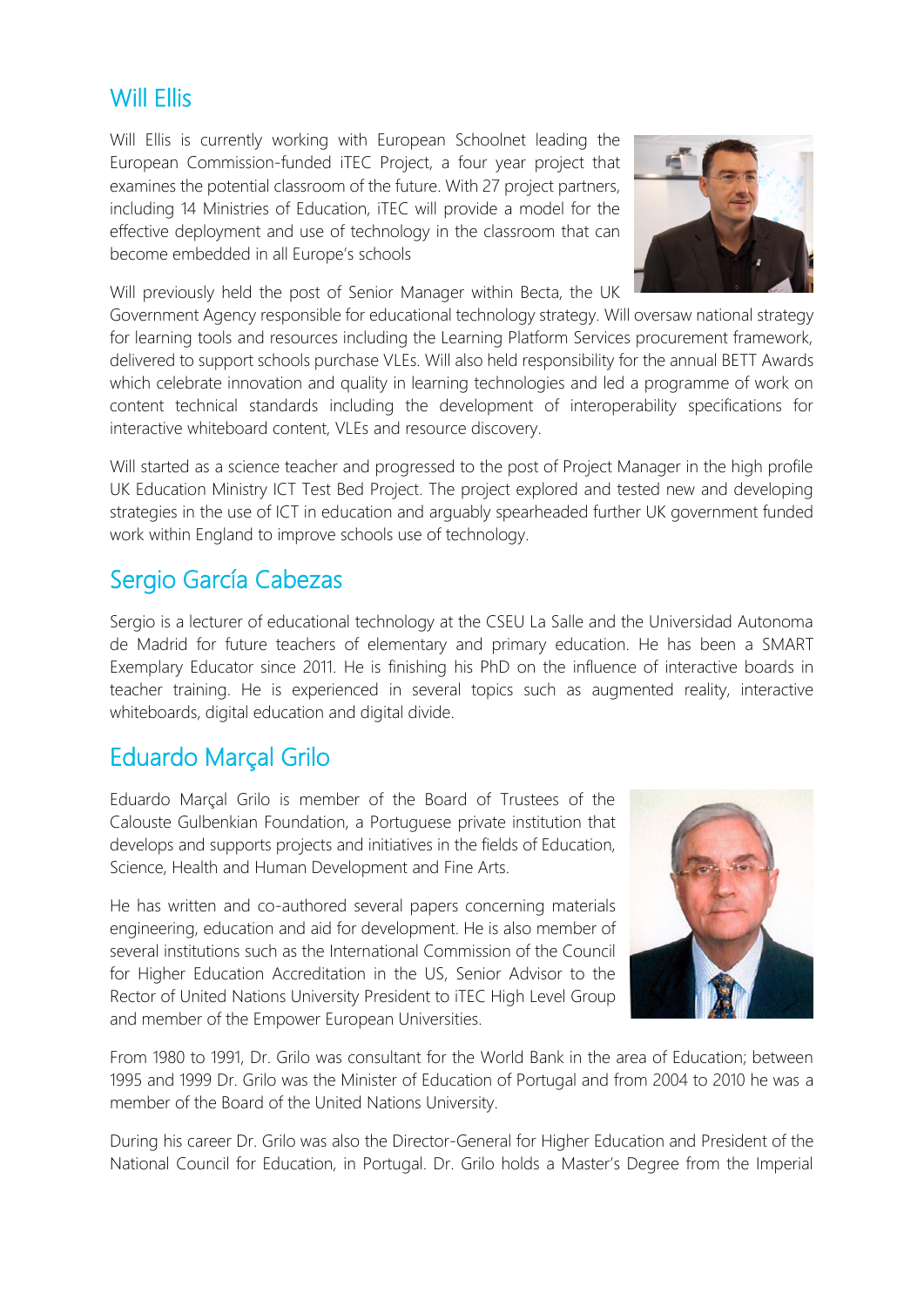## Will Ellis

Will Ellis is currently working with European Schoolnet leading the European Commission-funded iTEC Project, a four year project that examines the potential classroom of the future. With 27 project partners, including 14 Ministries of Education, iTEC will provide a model for the effective deployment and use of technology in the classroom that can become embedded in all Europe's schools

Will previously held the post of Senior Manager within Becta, the UK Government Agency responsible for educational technology strategy. Will oversaw national strategy for learning tools and resources including the Learning Platform Services procurement framework, delivered to support schools purchase VLEs. Will also held responsibility for the annual BETT Awards which celebrate innovation and quality in learning technologies and led a programme of work on content technical standards including the development of interoperability specifications for interactive whiteboard content, VLEs and resource discovery.

Will started as a science teacher and progressed to the post of Project Manager in the high profile UK Education Ministry ICT Test Bed Project. The project explored and tested new and developing strategies in the use of ICT in education and arguably spearheaded further UK government funded work within England to improve schools use of technology.

## Sergio García Cabezas

Sergio is a lecturer of educational technology at the CSEU La Salle and the Universidad Autonoma de Madrid for future teachers of elementary and primary education. He has been a SMART Exemplary Educator since 2011. He is finishing his PhD on the influence of interactive boards in teacher training. He is experienced in several topics such as augmented reality, interactive whiteboards, digital education and digital divide.

## Eduardo Marçal Grilo

Eduardo Marçal Grilo is member of the Board of Trustees of the Calouste Gulbenkian Foundation, a Portuguese private institution that develops and supports projects and initiatives in the fields of Education, Science, Health and Human Development and Fine Arts.

He has written and co-authored several papers concerning materials engineering, education and aid for development. He is also member of several institutions such as the International Commission of the Council for Higher Education Accreditation in the US, Senior Advisor to the Rector of United Nations University President to iTEC High Level Group and member of the Empower European Universities.

From 1980 to 1991, Dr. Grilo was consultant for the World Bank in the area of Education; between 1995 and 1999 Dr. Grilo was the Minister of Education of Portugal and from 2004 to 2010 he was a member of the Board of the United Nations University.

During his career Dr. Grilo was also the Director-General for Higher Education and President of the National Council for Education, in Portugal. Dr. Grilo holds a Master's Degree from the Imperial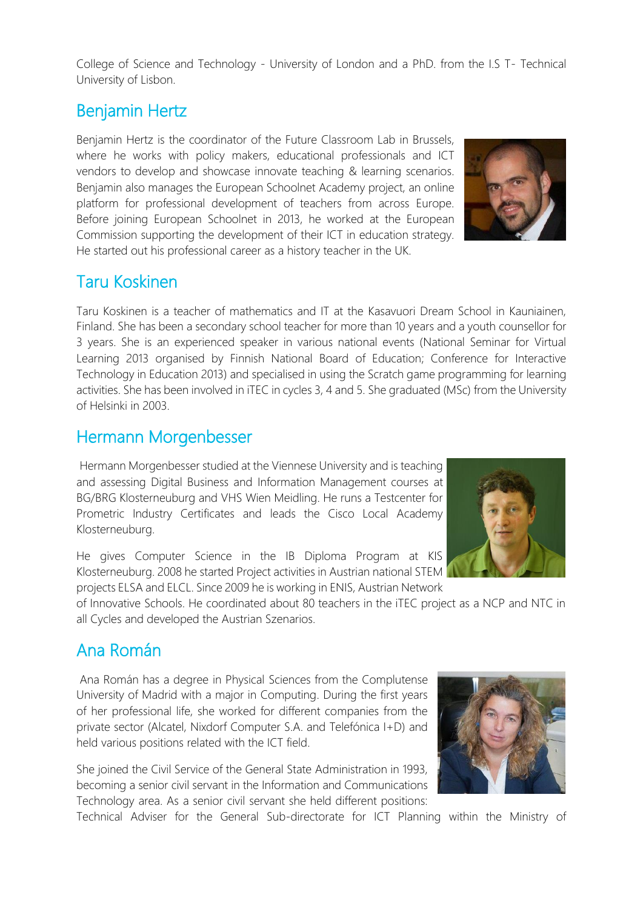College of Science and Technology - University of London and a PhD. from the I.S T- Technical University of Lisbon.

## Benjamin Hertz

Benjamin Hertz is the coordinator of the Future Classroom Lab in Brussels, where he works with policy makers, educational professionals and ICT vendors to develop and showcase innovate teaching & learning scenarios. Benjamin also manages the European Schoolnet Academy project, an online platform for professional development of teachers from across Europe. Before joining European Schoolnet in 2013, he worked at the European Commission supporting the development of their ICT in education strategy. He started out his professional career as a history teacher in the UK.

## Taru Koskinen

Taru Koskinen is a teacher of mathematics and IT at the Kasavuori Dream School in Kauniainen, Finland. She has been a secondary school teacher for more than 10 years and a youth counsellor for 3 years. She is an experienced speaker in various national events (National Seminar for Virtual Learning 2013 organised by Finnish National Board of Education; Conference for Interactive Technology in Education 2013) and specialised in using the Scratch game programming for learning activities. She has been involved in iTEC in cycles 3, 4 and 5. She graduated (MSc) from the University of Helsinki in 2003.

## Hermann Morgenbesser

Hermann Morgenbesser studied at the Viennese University and is teaching and assessing Digital Business and Information Management courses at BG/BRG Klosterneuburg and VHS Wien Meidling. He runs a Testcenter for Prometric Industry Certificates and leads the Cisco Local Academy Klosterneuburg.

He gives Computer Science in the IB Diploma Program at KIS Klosterneuburg. 2008 he started Project activities in Austrian national STEM projects ELSA and ELCL. Since 2009 he is working in ENIS, Austrian Network of Innovative Schools. He coordinated about 80 teachers in the iTEC project as a NCP and NTC in all Cycles and developed the Austrian Szenarios.

## Ana Román

Ana Román has a degree in Physical Sciences from the Complutense University of Madrid with a major in Computing. During the first years of her professional life, she worked for different companies from the private sector (Alcatel, Nixdorf Computer S.A. and Telefónica I+D) and held various positions related with the ICT field.

She joined the Civil Service of the General State Administration in 1993, becoming a senior civil servant in the Information and Communications Technology area. As a senior civil servant she held different positions: Technical Adviser for the General Sub-directorate for ICT Planning within the Ministry of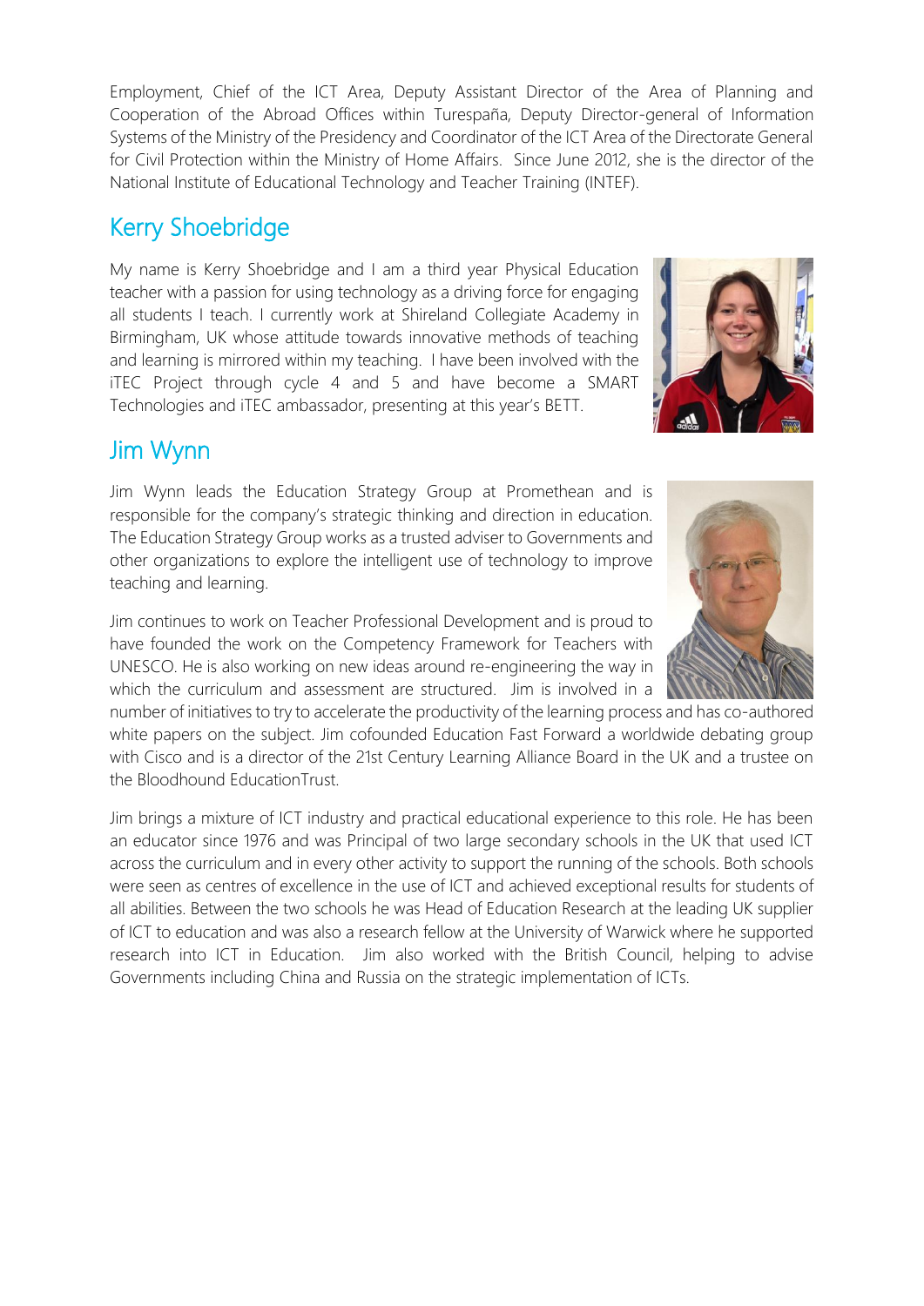Employment, Chief of the ICT Area, Deputy Assistant Director of the Area of Planning and Cooperation of the Abroad Offices within Turespaña, Deputy Director-general of Information Systems of the Ministry of the Presidency and Coordinator of the ICT Area of the Directorate General for Civil Protection within the Ministry of Home Affairs. Since June 2012, she is the director of the National Institute of Educational Technology and Teacher Training (INTEF).

## Kerry Shoebridge

My name is Kerry Shoebridge and I am a third year Physical Education teacher with a passion for using technology as a driving force for engaging all students I teach. I currently work at Shireland Collegiate Academy in Birmingham, UK whose attitude towards innovative methods of teaching and learning is mirrored within my teaching. I have been involved with the iTEC Project through cycle 4 and 5 and have become a SMART Technologies and iTEC ambassador, presenting at this year's BETT.

## Jim Wynn

Jim Wynn leads the Education Strategy Group at Promethean and is responsible for the company's strategic thinking and direction in education. The Education Strategy Group works as a trusted adviser to Governments and other organizations to explore the intelligent use of technology to improve teaching and learning.

Jim continues to work on Teacher Professional Development and is proud to have founded the work on the Competency Framework for Teachers with UNESCO. He is also working on new ideas around re-engineering the way in which the curriculum and assessment are structured. Jim is involved in a number of initiatives to try to accelerate the productivity of the learning process and has co-authored white papers on the subject. Jim cofounded Education Fast Forward a worldwide debating group with Cisco and is a director of the 21st Century Learning Alliance Board in the UK and a trustee on the Bloodhound EducationTrust.

Jim brings a mixture of ICT industry and practical educational experience to this role. He has been an educator since 1976 and was Principal of two large secondary schools in the UK that used ICT across the curriculum and in every other activity to support the running of the schools. Both schools were seen as centres of excellence in the use of ICT and achieved exceptional results for students of all abilities. Between the two schools he was Head of Education Research at the leading UK supplier of ICT to education and was also a research fellow at the University of Warwick where he supported research into ICT in Education. Jim also worked with the British Council, helping to advise Governments including China and Russia on the strategic implementation of ICTs.